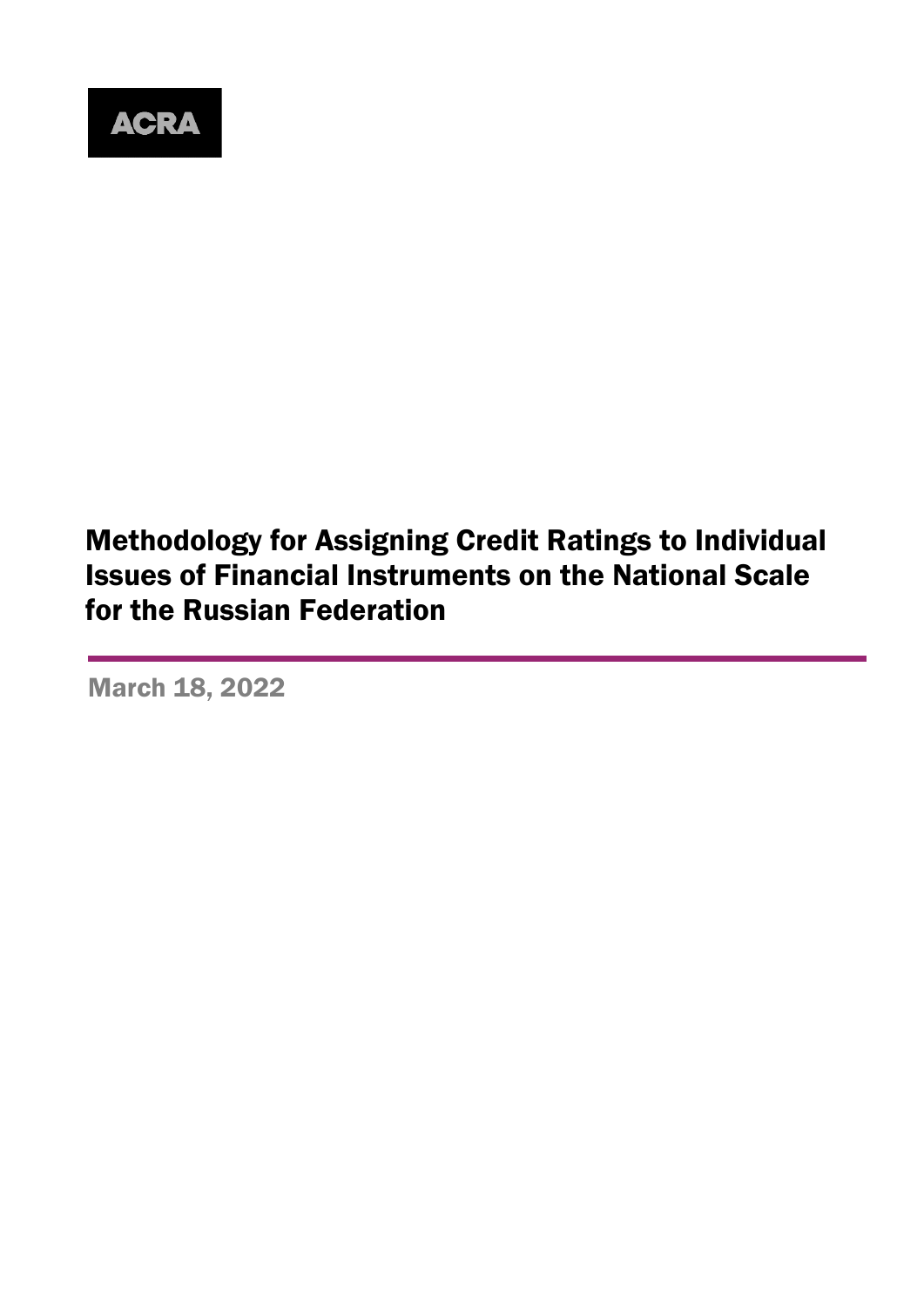ACRA

# Methodology for Assigning Credit Ratings to Individual Issues of Financial Instruments on the National Scale for the Russian Federation

March 18, 2022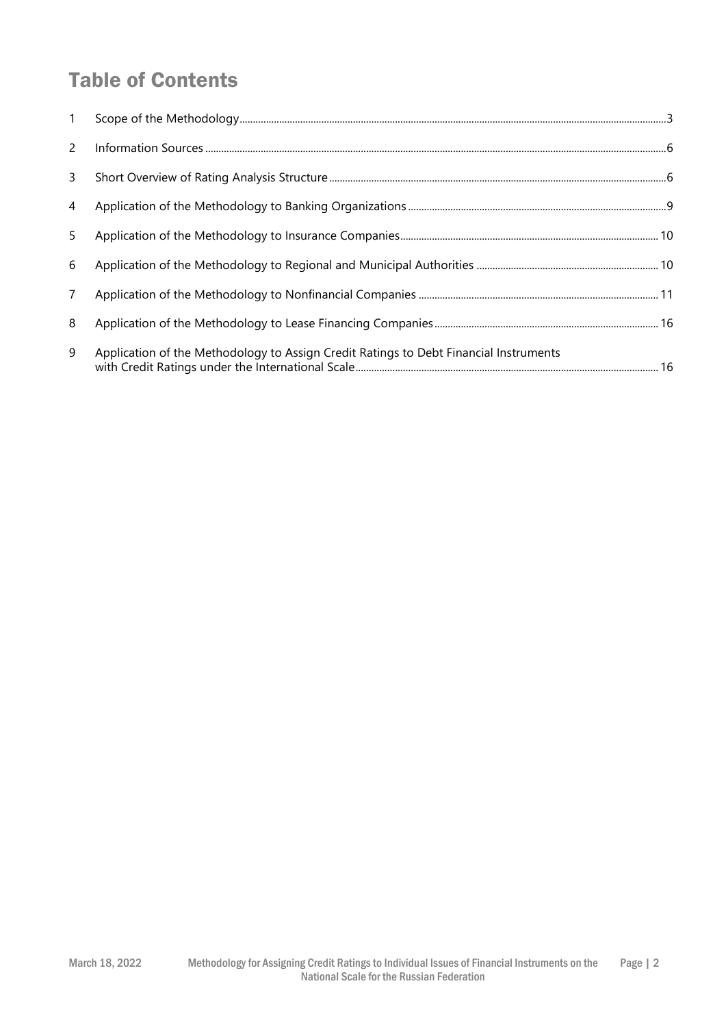# Table of Contents

1 Scope of the Methodology ... 3

2 Information Sources ... 6

3 Short Overview of Rating Analysis Structure ... 6

4 Application of the Methodology to Banking Organizations ... 9

5 Application of the Methodology to Insurance Companies ... 10

6 Application of the Methodology to Regional and Municipal Authorities ... 10

7 Application of the Methodology to Nonfinancial Companies ... 11

8 Application of the Methodology to Lease Financing Companies ... 16

9 Application of the Methodology to Assign Credit Ratings to Debt Financial Instruments with Credit Ratings under the International Scale ... 16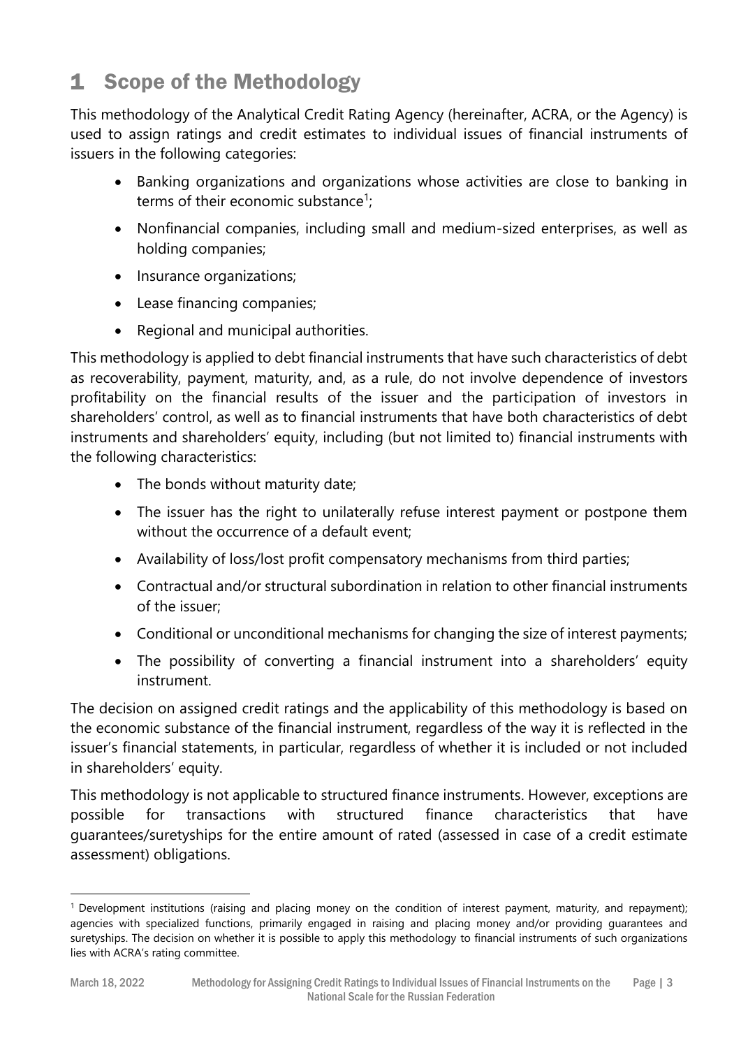# 1 Scope of the Methodology

This methodology of the Analytical Credit Rating Agency (hereinafter, ACRA, or the Agency) is used to assign ratings and credit estimates to individual issues of financial instruments of issuers in the following categories:

- Banking organizations and organizations whose activities are close to banking in terms of their economic substance[1];
- Nonfinancial companies, including small and medium-sized enterprises, as well as holding companies;
- Insurance organizations;
- Lease financing companies;
- Regional and municipal authorities.

This methodology is applied to debt financial instruments that have such characteristics of debt as recoverability, payment, maturity, and, as a rule, do not involve dependence of investors profitability on the financial results of the issuer and the participation of investors in shareholders' control, as well as to financial instruments that have both characteristics of debt instruments and shareholders' equity, including (but not limited to) financial instruments with the following characteristics:

- The bonds without maturity date;
- The issuer has the right to unilaterally refuse interest payment or postpone them without the occurrence of a default event;
- Availability of loss/lost profit compensatory mechanisms from third parties;
- Contractual and/or structural subordination in relation to other financial instruments of the issuer;
- Conditional or unconditional mechanisms for changing the size of interest payments;
- The possibility of converting a financial instrument into a shareholders' equity instrument.

The decision on assigned credit ratings and the applicability of this methodology is based on the economic substance of the financial instrument, regardless of the way it is reflected in the issuer's financial statements, in particular, regardless of whether it is included or not included in shareholders' equity.

This methodology is not applicable to structured finance instruments. However, exceptions are possible for transactions with structured finance characteristics that have guarantees/suretyships for the entire amount of rated (assessed in case of a credit estimate assessment) obligations.

[1] Development institutions (raising and placing money on the condition of interest payment, maturity, and repayment); agencies with specialized functions, primarily engaged in raising and placing money and/or providing guarantees and suretyships. The decision on whether it is possible to apply this methodology to financial instruments of such organizations lies with ACRA's rating committee.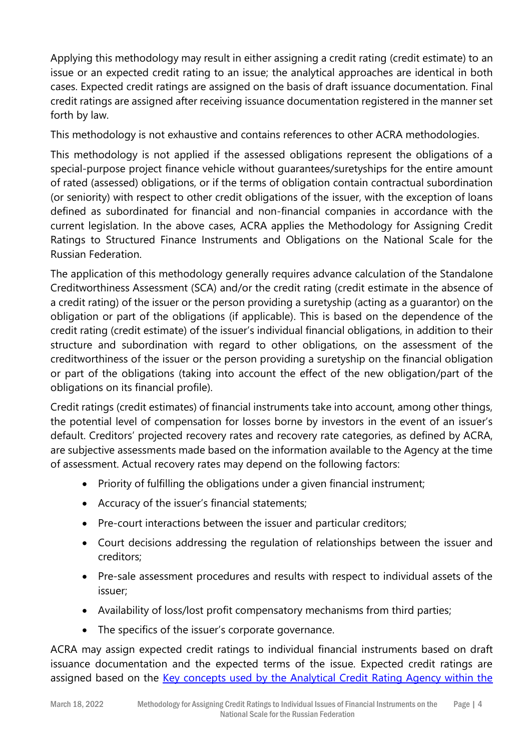Applying this methodology may result in either assigning a credit rating (credit estimate) to an issue or an expected credit rating to an issue; the analytical approaches are identical in both cases. Expected credit ratings are assigned on the basis of draft issuance documentation. Final credit ratings are assigned after receiving issuance documentation registered in the manner set forth by law.

This methodology is not exhaustive and contains references to other ACRA methodologies.

This methodology is not applied if the assessed obligations represent the obligations of a special-purpose project finance vehicle without guarantees/suretyships for the entire amount of rated (assessed) obligations, or if the terms of obligation contain contractual subordination (or seniority) with respect to other credit obligations of the issuer, with the exception of loans defined as subordinated for financial and non-financial companies in accordance with the current legislation. In the above cases, ACRA applies the Methodology for Assigning Credit Ratings to Structured Finance Instruments and Obligations on the National Scale for the Russian Federation.

The application of this methodology generally requires advance calculation of the Standalone Creditworthiness Assessment (SCA) and/or the credit rating (credit estimate in the absence of a credit rating) of the issuer or the person providing a suretyship (acting as a guarantor) on the obligation or part of the obligations (if applicable). This is based on the dependence of the credit rating (credit estimate) of the issuer's individual financial obligations, in addition to their structure and subordination with regard to other obligations, on the assessment of the creditworthiness of the issuer or the person providing a suretyship on the financial obligation or part of the obligations (taking into account the effect of the new obligation/part of the obligations on its financial profile).

Credit ratings (credit estimates) of financial instruments take into account, among other things, the potential level of compensation for losses borne by investors in the event of an issuer's default. Creditors' projected recovery rates and recovery rate categories, as defined by ACRA, are subjective assessments made based on the information available to the Agency at the time of assessment. Actual recovery rates may depend on the following factors:

- Priority of fulfilling the obligations under a given financial instrument;
- Accuracy of the issuer's financial statements;
- Pre-court interactions between the issuer and particular creditors;
- Court decisions addressing the regulation of relationships between the issuer and creditors;
- Pre-sale assessment procedures and results with respect to individual assets of the issuer;
- Availability of loss/lost profit compensatory mechanisms from third parties;
- The specifics of the issuer's corporate governance.

ACRA may assign expected credit ratings to individual financial instruments based on draft issuance documentation and the expected terms of the issue. Expected credit ratings are assigned based on the Key concepts used by the Analytical Credit Rating Agency within the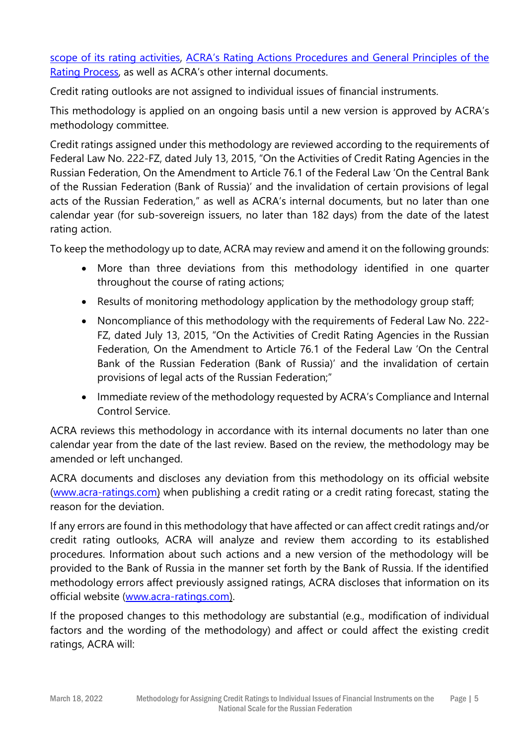[scope of its rating activities](), [ACRA's Rating Actions Procedures and General Principles of the Rating Process](), as well as ACRA's other internal documents.

Credit rating outlooks are not assigned to individual issues of financial instruments.

This methodology is applied on an ongoing basis until a new version is approved by ACRA's methodology committee.

Credit ratings assigned under this methodology are reviewed according to the requirements of Federal Law No. 222-FZ, dated July 13, 2015, "On the Activities of Credit Rating Agencies in the Russian Federation, On the Amendment to Article 76.1 of the Federal Law 'On the Central Bank of the Russian Federation (Bank of Russia)' and the invalidation of certain provisions of legal acts of the Russian Federation," as well as ACRA's internal documents, but no later than one calendar year (for sub-sovereign issuers, no later than 182 days) from the date of the latest rating action.

To keep the methodology up to date, ACRA may review and amend it on the following grounds:

- More than three deviations from this methodology identified in one quarter throughout the course of rating actions;
- Results of monitoring methodology application by the methodology group staff;
- Noncompliance of this methodology with the requirements of Federal Law No. 222-FZ, dated July 13, 2015, "On the Activities of Credit Rating Agencies in the Russian Federation, On the Amendment to Article 76.1 of the Federal Law 'On the Central Bank of the Russian Federation (Bank of Russia)' and the invalidation of certain provisions of legal acts of the Russian Federation;"
- Immediate review of the methodology requested by ACRA's Compliance and Internal Control Service.

ACRA reviews this methodology in accordance with its internal documents no later than one calendar year from the date of the last review. Based on the review, the methodology may be amended or left unchanged.

ACRA documents and discloses any deviation from this methodology on its official website ([www.acra-ratings.com](www.acra-ratings.com)) when publishing a credit rating or a credit rating forecast, stating the reason for the deviation.

If any errors are found in this methodology that have affected or can affect credit ratings and/or credit rating outlooks, ACRA will analyze and review them according to its established procedures. Information about such actions and a new version of the methodology will be provided to the Bank of Russia in the manner set forth by the Bank of Russia. If the identified methodology errors affect previously assigned ratings, ACRA discloses that information on its official website ([www.acra-ratings.com](www.acra-ratings.com)).

If the proposed changes to this methodology are substantial (e.g., modification of individual factors and the wording of the methodology) and affect or could affect the existing credit ratings, ACRA will: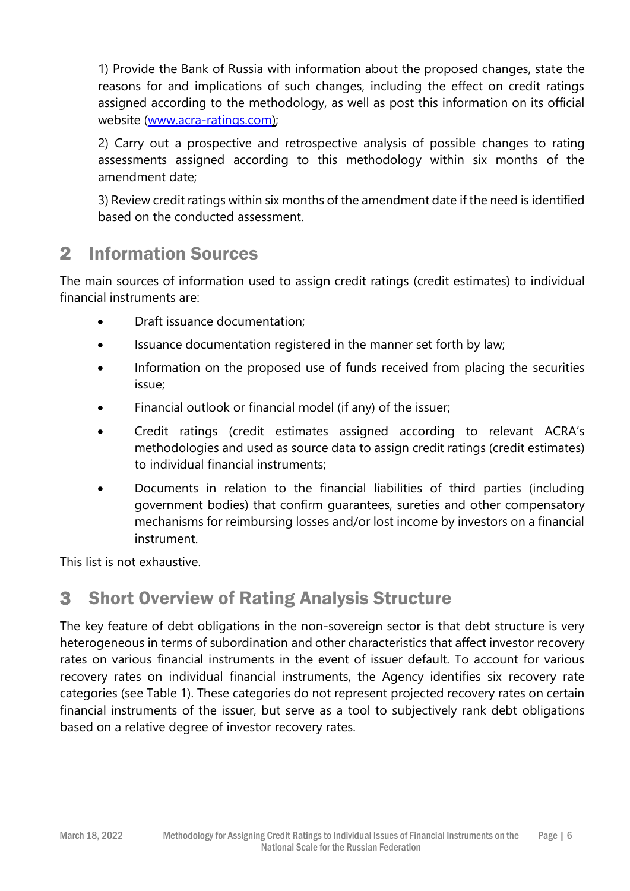1) Provide the Bank of Russia with information about the proposed changes, state the reasons for and implications of such changes, including the effect on credit ratings assigned according to the methodology, as well as post this information on its official website ([www.acra-ratings.com](www.acra-ratings.com));

2) Carry out a prospective and retrospective analysis of possible changes to rating assessments assigned according to this methodology within six months of the amendment date;

3) Review credit ratings within six months of the amendment date if the need is identified based on the conducted assessment.

## 2 Information Sources

The main sources of information used to assign credit ratings (credit estimates) to individual financial instruments are:

- Draft issuance documentation;
- Issuance documentation registered in the manner set forth by law;
- Information on the proposed use of funds received from placing the securities issue;
- Financial outlook or financial model (if any) of the issuer;
- Credit ratings (credit estimates assigned according to relevant ACRA's methodologies and used as source data to assign credit ratings (credit estimates) to individual financial instruments;
- Documents in relation to the financial liabilities of third parties (including government bodies) that confirm guarantees, sureties and other compensatory mechanisms for reimbursing losses and/or lost income by investors on a financial instrument.

This list is not exhaustive.

## 3 Short Overview of Rating Analysis Structure

The key feature of debt obligations in the non-sovereign sector is that debt structure is very heterogeneous in terms of subordination and other characteristics that affect investor recovery rates on various financial instruments in the event of issuer default. To account for various recovery rates on individual financial instruments, the Agency identifies six recovery rate categories (see Table 1). These categories do not represent projected recovery rates on certain financial instruments of the issuer, but serve as a tool to subjectively rank debt obligations based on a relative degree of investor recovery rates.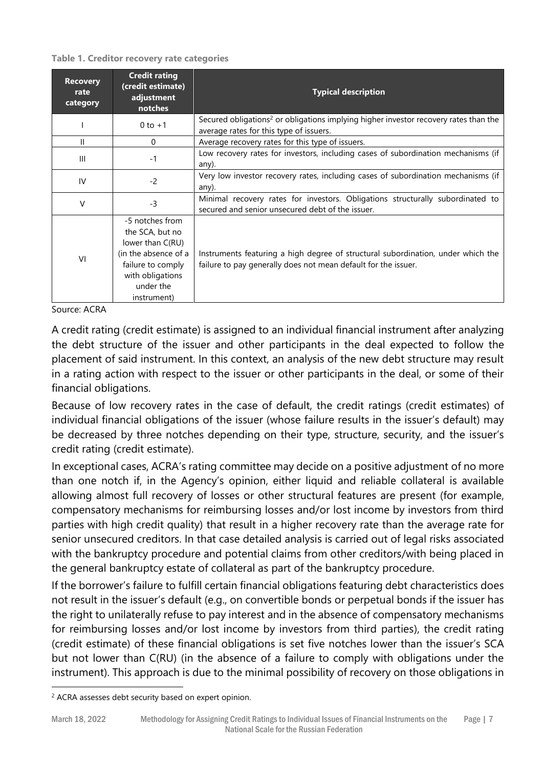**Table 1. Creditor recovery rate categories**

| Recovery rate category | Credit rating (credit estimate) adjustment notches | Typical description |
|---|---|---|
| I | 0 to +1 | Secured obligations[2] or obligations implying higher investor recovery rates than the average rates for this type of issuers. |
| II | 0 | Average recovery rates for this type of issuers. |
| III | -1 | Low recovery rates for investors, including cases of subordination mechanisms (if any). |
| IV | -2 | Very low investor recovery rates, including cases of subordination mechanisms (if any). |
| V | -3 | Minimal recovery rates for investors. Obligations structurally subordinated to secured and senior unsecured debt of the issuer. |
| VI | -5 notches from the SCA, but no lower than C(RU) (in the absence of a failure to comply with obligations under the instrument) | Instruments featuring a high degree of structural subordination, under which the failure to pay generally does not mean default for the issuer. |

Source: ACRA

A credit rating (credit estimate) is assigned to an individual financial instrument after analyzing the debt structure of the issuer and other participants in the deal expected to follow the placement of said instrument. In this context, an analysis of the new debt structure may result in a rating action with respect to the issuer or other participants in the deal, or some of their financial obligations.

Because of low recovery rates in the case of default, the credit ratings (credit estimates) of individual financial obligations of the issuer (whose failure results in the issuer's default) may be decreased by three notches depending on their type, structure, security, and the issuer's credit rating (credit estimate).

In exceptional cases, ACRA's rating committee may decide on a positive adjustment of no more than one notch if, in the Agency's opinion, either liquid and reliable collateral is available allowing almost full recovery of losses or other structural features are present (for example, compensatory mechanisms for reimbursing losses and/or lost income by investors from third parties with high credit quality) that result in a higher recovery rate than the average rate for senior unsecured creditors. In that case detailed analysis is carried out of legal risks associated with the bankruptcy procedure and potential claims from other creditors/with being placed in the general bankruptcy estate of collateral as part of the bankruptcy procedure.

If the borrower's failure to fulfill certain financial obligations featuring debt characteristics does not result in the issuer's default (e.g., on convertible bonds or perpetual bonds if the issuer has the right to unilaterally refuse to pay interest and in the absence of compensatory mechanisms for reimbursing losses and/or lost income by investors from third parties), the credit rating (credit estimate) of these financial obligations is set five notches lower than the issuer's SCA but not lower than C(RU) (in the absence of a failure to comply with obligations under the instrument). This approach is due to the minimal possibility of recovery on those obligations in

[2] ACRA assesses debt security based on expert opinion.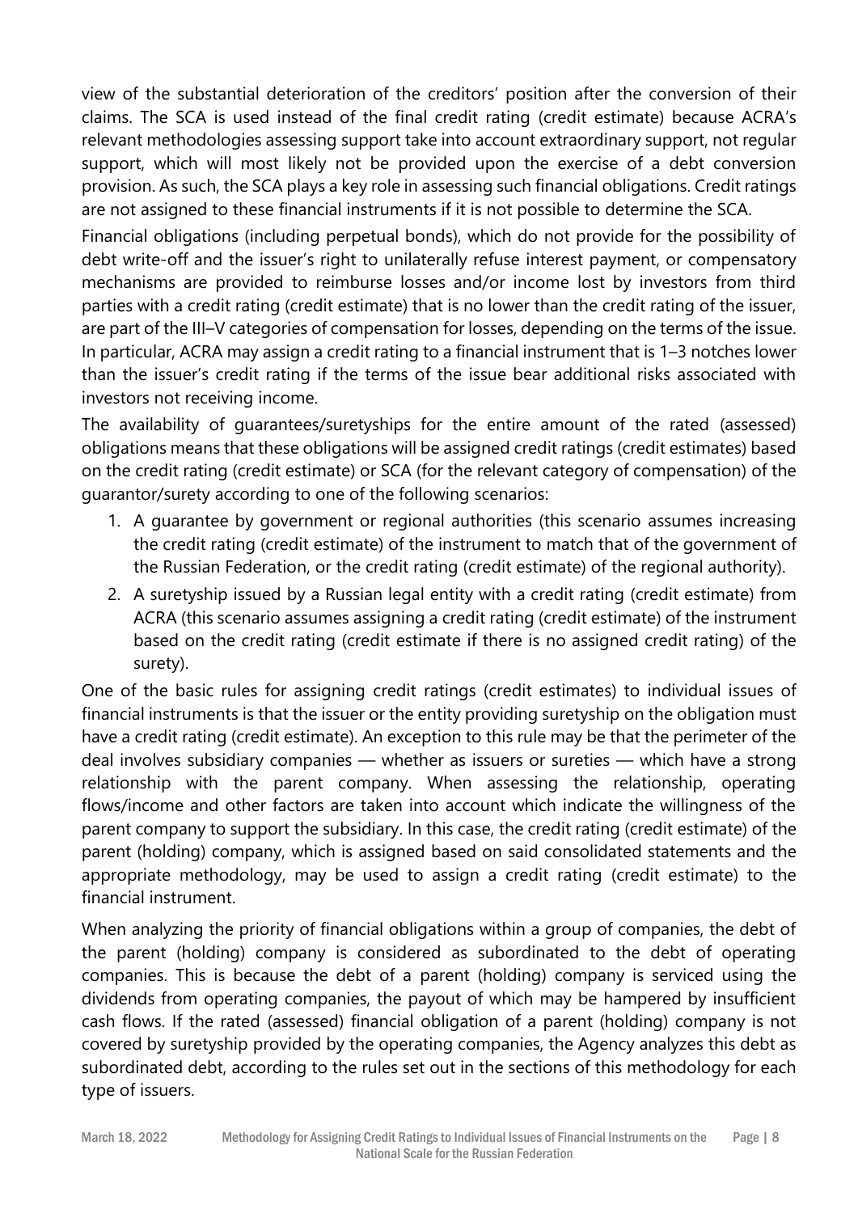view of the substantial deterioration of the creditors' position after the conversion of their claims. The SCA is used instead of the final credit rating (credit estimate) because ACRA's relevant methodologies assessing support take into account extraordinary support, not regular support, which will most likely not be provided upon the exercise of a debt conversion provision. As such, the SCA plays a key role in assessing such financial obligations. Credit ratings are not assigned to these financial instruments if it is not possible to determine the SCA.

Financial obligations (including perpetual bonds), which do not provide for the possibility of debt write-off and the issuer's right to unilaterally refuse interest payment, or compensatory mechanisms are provided to reimburse losses and/or income lost by investors from third parties with a credit rating (credit estimate) that is no lower than the credit rating of the issuer, are part of the III–V categories of compensation for losses, depending on the terms of the issue. In particular, ACRA may assign a credit rating to a financial instrument that is 1–3 notches lower than the issuer's credit rating if the terms of the issue bear additional risks associated with investors not receiving income.

The availability of guarantees/suretyships for the entire amount of the rated (assessed) obligations means that these obligations will be assigned credit ratings (credit estimates) based on the credit rating (credit estimate) or SCA (for the relevant category of compensation) of the guarantor/surety according to one of the following scenarios:

1. A guarantee by government or regional authorities (this scenario assumes increasing the credit rating (credit estimate) of the instrument to match that of the government of the Russian Federation, or the credit rating (credit estimate) of the regional authority).
2. A suretyship issued by a Russian legal entity with a credit rating (credit estimate) from ACRA (this scenario assumes assigning a credit rating (credit estimate) of the instrument based on the credit rating (credit estimate if there is no assigned credit rating) of the surety).

One of the basic rules for assigning credit ratings (credit estimates) to individual issues of financial instruments is that the issuer or the entity providing suretyship on the obligation must have a credit rating (credit estimate). An exception to this rule may be that the perimeter of the deal involves subsidiary companies — whether as issuers or sureties — which have a strong relationship with the parent company. When assessing the relationship, operating flows/income and other factors are taken into account which indicate the willingness of the parent company to support the subsidiary. In this case, the credit rating (credit estimate) of the parent (holding) company, which is assigned based on said consolidated statements and the appropriate methodology, may be used to assign a credit rating (credit estimate) to the financial instrument.

When analyzing the priority of financial obligations within a group of companies, the debt of the parent (holding) company is considered as subordinated to the debt of operating companies. This is because the debt of a parent (holding) company is serviced using the dividends from operating companies, the payout of which may be hampered by insufficient cash flows. If the rated (assessed) financial obligation of a parent (holding) company is not covered by suretyship provided by the operating companies, the Agency analyzes this debt as subordinated debt, according to the rules set out in the sections of this methodology for each type of issuers.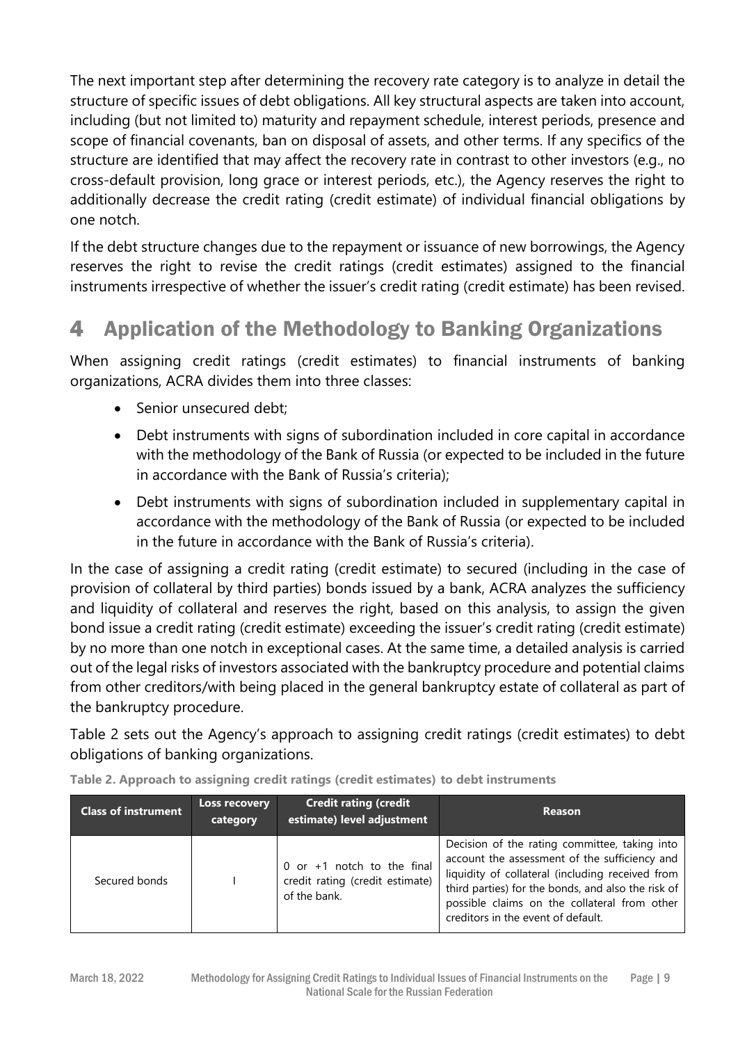The next important step after determining the recovery rate category is to analyze in detail the structure of specific issues of debt obligations. All key structural aspects are taken into account, including (but not limited to) maturity and repayment schedule, interest periods, presence and scope of financial covenants, ban on disposal of assets, and other terms. If any specifics of the structure are identified that may affect the recovery rate in contrast to other investors (e.g., no cross-default provision, long grace or interest periods, etc.), the Agency reserves the right to additionally decrease the credit rating (credit estimate) of individual financial obligations by one notch.

If the debt structure changes due to the repayment or issuance of new borrowings, the Agency reserves the right to revise the credit ratings (credit estimates) assigned to the financial instruments irrespective of whether the issuer's credit rating (credit estimate) has been revised.

# 4 Application of the Methodology to Banking Organizations

When assigning credit ratings (credit estimates) to financial instruments of banking organizations, ACRA divides them into three classes:

- Senior unsecured debt;
- Debt instruments with signs of subordination included in core capital in accordance with the methodology of the Bank of Russia (or expected to be included in the future in accordance with the Bank of Russia's criteria);
- Debt instruments with signs of subordination included in supplementary capital in accordance with the methodology of the Bank of Russia (or expected to be included in the future in accordance with the Bank of Russia's criteria).

In the case of assigning a credit rating (credit estimate) to secured (including in the case of provision of collateral by third parties) bonds issued by a bank, ACRA analyzes the sufficiency and liquidity of collateral and reserves the right, based on this analysis, to assign the given bond issue a credit rating (credit estimate) exceeding the issuer's credit rating (credit estimate) by no more than one notch in exceptional cases. At the same time, a detailed analysis is carried out of the legal risks of investors associated with the bankruptcy procedure and potential claims from other creditors/with being placed in the general bankruptcy estate of collateral as part of the bankruptcy procedure.

Table 2 sets out the Agency's approach to assigning credit ratings (credit estimates) to debt obligations of banking organizations.

**Table 2. Approach to assigning credit ratings (credit estimates) to debt instruments**

| Class of instrument | Loss recovery category | Credit rating (credit estimate) level adjustment | Reason |
|---|---|---|---|
| Secured bonds | I | 0 or +1 notch to the final credit rating (credit estimate) of the bank. | Decision of the rating committee, taking into account the assessment of the sufficiency and liquidity of collateral (including received from third parties) for the bonds, and also the risk of possible claims on the collateral from other creditors in the event of default. |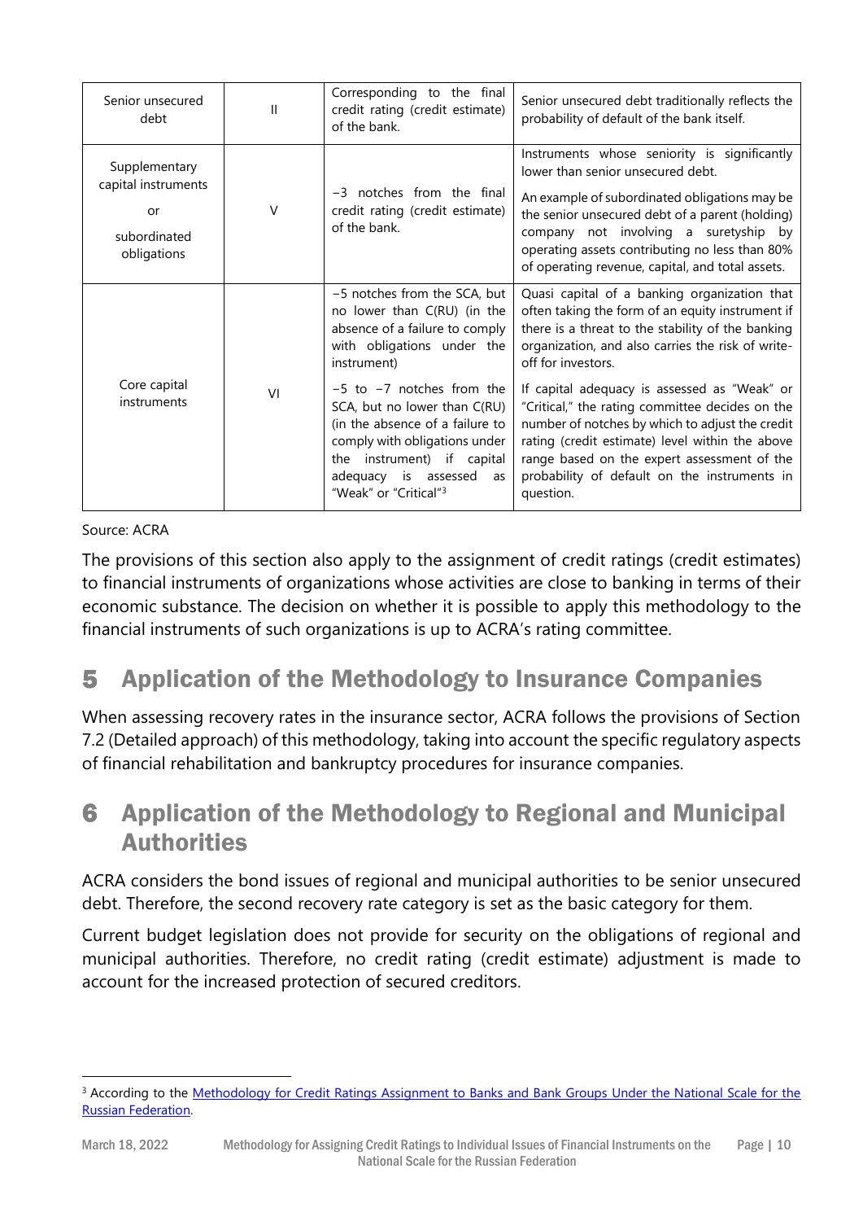| | | | |
|---|---|---|---|
| Senior unsecured debt | II | Corresponding to the final credit rating (credit estimate) of the bank. | Senior unsecured debt traditionally reflects the probability of default of the bank itself. |
| Supplementary capital instruments or subordinated obligations | V | −3 notches from the final credit rating (credit estimate) of the bank. | Instruments whose seniority is significantly lower than senior unsecured debt. An example of subordinated obligations may be the senior unsecured debt of a parent (holding) company not involving a suretyship by operating assets contributing no less than 80% of operating revenue, capital, and total assets. |
| Core capital instruments | VI | −5 notches from the SCA, but no lower than C(RU) (in the absence of a failure to comply with obligations under the instrument) | Quasi capital of a banking organization that often taking the form of an equity instrument if there is a threat to the stability of the banking organization, and also carries the risk of write-off for investors. |
| | | −5 to −7 notches from the SCA, but no lower than C(RU) (in the absence of a failure to comply with obligations under the instrument) if capital adequacy is assessed as "Weak" or "Critical"[3] | If capital adequacy is assessed as "Weak" or "Critical," the rating committee decides on the number of notches by which to adjust the credit rating (credit estimate) level within the above range based on the expert assessment of the probability of default on the instruments in question. |

Source: ACRA

The provisions of this section also apply to the assignment of credit ratings (credit estimates) to financial instruments of organizations whose activities are close to banking in terms of their economic substance. The decision on whether it is possible to apply this methodology to the financial instruments of such organizations is up to ACRA's rating committee.

## 5 Application of the Methodology to Insurance Companies

When assessing recovery rates in the insurance sector, ACRA follows the provisions of Section 7.2 (Detailed approach) of this methodology, taking into account the specific regulatory aspects of financial rehabilitation and bankruptcy procedures for insurance companies.

## 6 Application of the Methodology to Regional and Municipal Authorities

ACRA considers the bond issues of regional and municipal authorities to be senior unsecured debt. Therefore, the second recovery rate category is set as the basic category for them.

Current budget legislation does not provide for security on the obligations of regional and municipal authorities. Therefore, no credit rating (credit estimate) adjustment is made to account for the increased protection of secured creditors.

---

[3] According to the Methodology for Credit Ratings Assignment to Banks and Bank Groups Under the National Scale for the Russian Federation.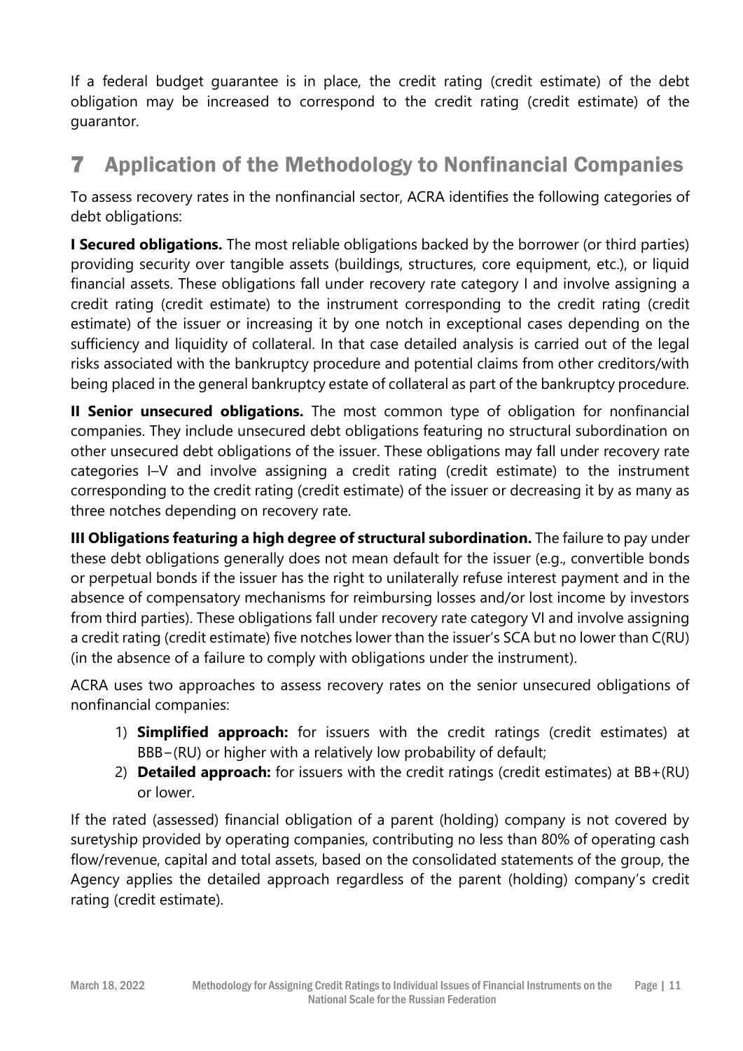If a federal budget guarantee is in place, the credit rating (credit estimate) of the debt obligation may be increased to correspond to the credit rating (credit estimate) of the guarantor.

# 7 Application of the Methodology to Nonfinancial Companies

To assess recovery rates in the nonfinancial sector, ACRA identifies the following categories of debt obligations:

**I Secured obligations.** The most reliable obligations backed by the borrower (or third parties) providing security over tangible assets (buildings, structures, core equipment, etc.), or liquid financial assets. These obligations fall under recovery rate category I and involve assigning a credit rating (credit estimate) to the instrument corresponding to the credit rating (credit estimate) of the issuer or increasing it by one notch in exceptional cases depending on the sufficiency and liquidity of collateral. In that case detailed analysis is carried out of the legal risks associated with the bankruptcy procedure and potential claims from other creditors/with being placed in the general bankruptcy estate of collateral as part of the bankruptcy procedure.

**II Senior unsecured obligations.** The most common type of obligation for nonfinancial companies. They include unsecured debt obligations featuring no structural subordination on other unsecured debt obligations of the issuer. These obligations may fall under recovery rate categories I–V and involve assigning a credit rating (credit estimate) to the instrument corresponding to the credit rating (credit estimate) of the issuer or decreasing it by as many as three notches depending on recovery rate.

**III Obligations featuring a high degree of structural subordination.** The failure to pay under these debt obligations generally does not mean default for the issuer (e.g., convertible bonds or perpetual bonds if the issuer has the right to unilaterally refuse interest payment and in the absence of compensatory mechanisms for reimbursing losses and/or lost income by investors from third parties). These obligations fall under recovery rate category VI and involve assigning a credit rating (credit estimate) five notches lower than the issuer's SCA but no lower than C(RU) (in the absence of a failure to comply with obligations under the instrument).

ACRA uses two approaches to assess recovery rates on the senior unsecured obligations of nonfinancial companies:

1) **Simplified approach:** for issuers with the credit ratings (credit estimates) at BBB−(RU) or higher with a relatively low probability of default;
2) **Detailed approach:** for issuers with the credit ratings (credit estimates) at BB+(RU) or lower.

If the rated (assessed) financial obligation of a parent (holding) company is not covered by suretyship provided by operating companies, contributing no less than 80% of operating cash flow/revenue, capital and total assets, based on the consolidated statements of the group, the Agency applies the detailed approach regardless of the parent (holding) company's credit rating (credit estimate).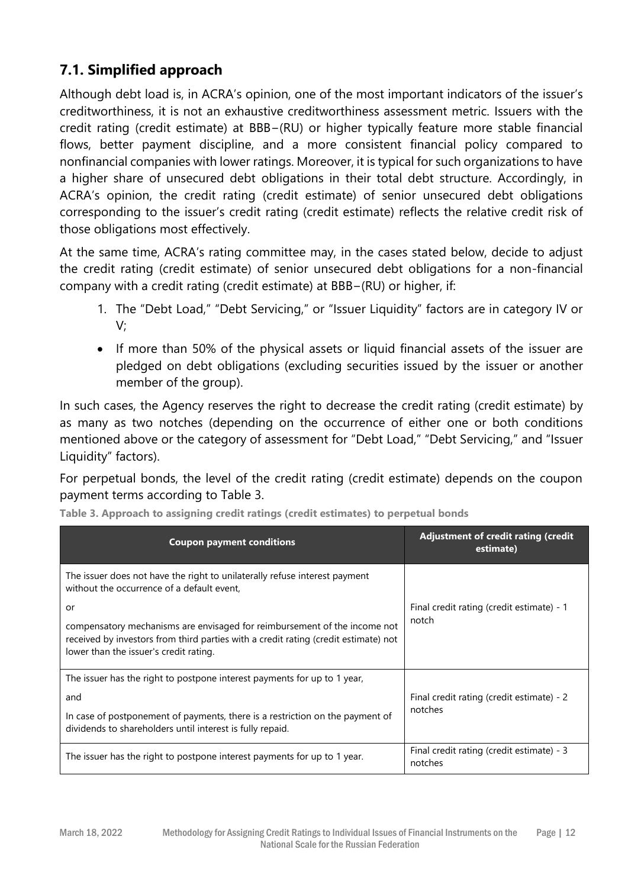## 7.1. Simplified approach

Although debt load is, in ACRA's opinion, one of the most important indicators of the issuer's creditworthiness, it is not an exhaustive creditworthiness assessment metric. Issuers with the credit rating (credit estimate) at BBB−(RU) or higher typically feature more stable financial flows, better payment discipline, and a more consistent financial policy compared to nonfinancial companies with lower ratings. Moreover, it is typical for such organizations to have a higher share of unsecured debt obligations in their total debt structure. Accordingly, in ACRA's opinion, the credit rating (credit estimate) of senior unsecured debt obligations corresponding to the issuer's credit rating (credit estimate) reflects the relative credit risk of those obligations most effectively.

At the same time, ACRA's rating committee may, in the cases stated below, decide to adjust the credit rating (credit estimate) of senior unsecured debt obligations for a non-financial company with a credit rating (credit estimate) at BBB−(RU) or higher, if:

1. The "Debt Load," "Debt Servicing," or "Issuer Liquidity" factors are in category IV or V;

- If more than 50% of the physical assets or liquid financial assets of the issuer are pledged on debt obligations (excluding securities issued by the issuer or another member of the group).

In such cases, the Agency reserves the right to decrease the credit rating (credit estimate) by as many as two notches (depending on the occurrence of either one or both conditions mentioned above or the category of assessment for "Debt Load," "Debt Servicing," and "Issuer Liquidity" factors).

For perpetual bonds, the level of the credit rating (credit estimate) depends on the coupon payment terms according to Table 3.

**Table 3. Approach to assigning credit ratings (credit estimates) to perpetual bonds**

| Coupon payment conditions | Adjustment of credit rating (credit estimate) |
|---|---|
| The issuer does not have the right to unilaterally refuse interest payment without the occurrence of a default event,<br>or<br>compensatory mechanisms are envisaged for reimbursement of the income not received by investors from third parties with a credit rating (credit estimate) not lower than the issuer's credit rating. | Final credit rating (credit estimate) - 1 notch |
| The issuer has the right to postpone interest payments for up to 1 year,<br>and<br>In case of postponement of payments, there is a restriction on the payment of dividends to shareholders until interest is fully repaid. | Final credit rating (credit estimate) - 2 notches |
| The issuer has the right to postpone interest payments for up to 1 year. | Final credit rating (credit estimate) - 3 notches |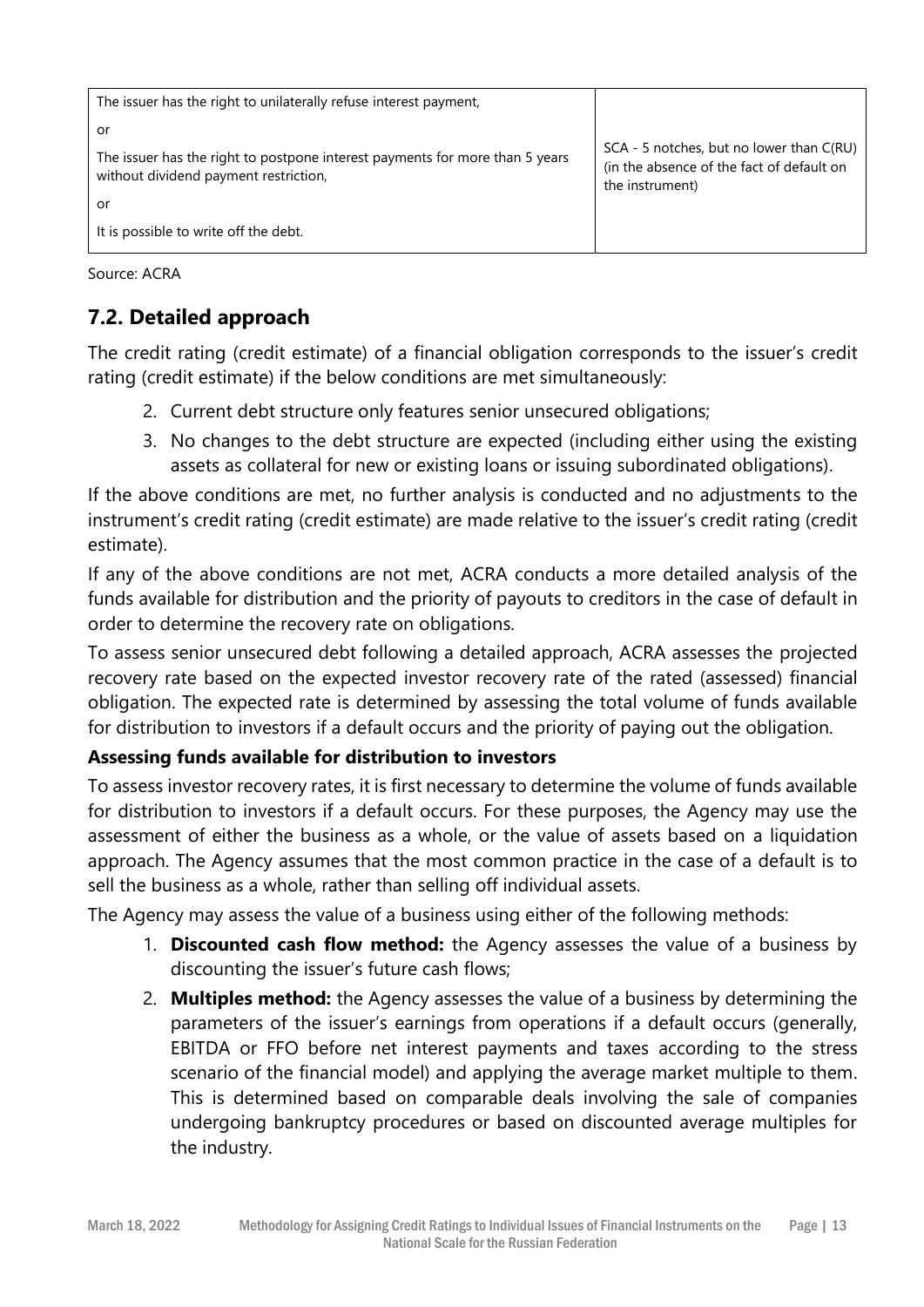| | |
|---|---|
| The issuer has the right to unilaterally refuse interest payment,<br><br>or<br><br>The issuer has the right to postpone interest payments for more than 5 years without dividend payment restriction,<br><br>or<br><br>It is possible to write off the debt. | SCA - 5 notches, but no lower than C(RU) (in the absence of the fact of default on the instrument) |

Source: ACRA

## 7.2. Detailed approach

The credit rating (credit estimate) of a financial obligation corresponds to the issuer's credit rating (credit estimate) if the below conditions are met simultaneously:

2. Current debt structure only features senior unsecured obligations;
3. No changes to the debt structure are expected (including either using the existing assets as collateral for new or existing loans or issuing subordinated obligations).

If the above conditions are met, no further analysis is conducted and no adjustments to the instrument's credit rating (credit estimate) are made relative to the issuer's credit rating (credit estimate).

If any of the above conditions are not met, ACRA conducts a more detailed analysis of the funds available for distribution and the priority of payouts to creditors in the case of default in order to determine the recovery rate on obligations.

To assess senior unsecured debt following a detailed approach, ACRA assesses the projected recovery rate based on the expected investor recovery rate of the rated (assessed) financial obligation. The expected rate is determined by assessing the total volume of funds available for distribution to investors if a default occurs and the priority of paying out the obligation.

**Assessing funds available for distribution to investors**

To assess investor recovery rates, it is first necessary to determine the volume of funds available for distribution to investors if a default occurs. For these purposes, the Agency may use the assessment of either the business as a whole, or the value of assets based on a liquidation approach. The Agency assumes that the most common practice in the case of a default is to sell the business as a whole, rather than selling off individual assets.

The Agency may assess the value of a business using either of the following methods:

1. **Discounted cash flow method:** the Agency assesses the value of a business by discounting the issuer's future cash flows;
2. **Multiples method:** the Agency assesses the value of a business by determining the parameters of the issuer's earnings from operations if a default occurs (generally, EBITDA or FFO before net interest payments and taxes according to the stress scenario of the financial model) and applying the average market multiple to them. This is determined based on comparable deals involving the sale of companies undergoing bankruptcy procedures or based on discounted average multiples for the industry.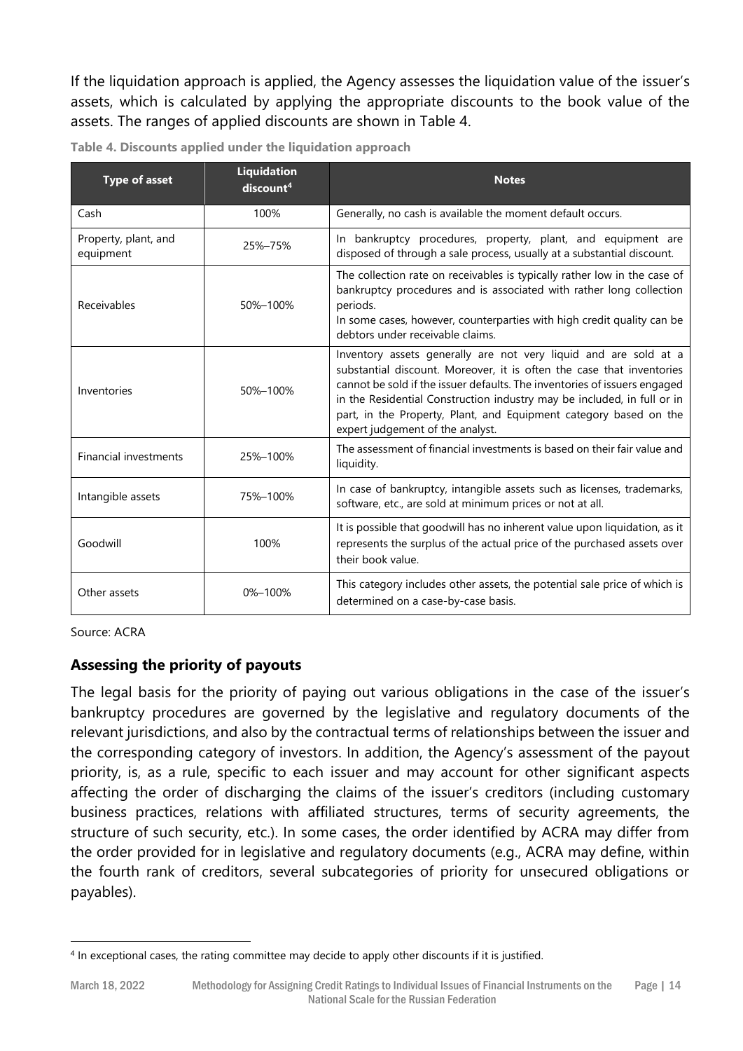If the liquidation approach is applied, the Agency assesses the liquidation value of the issuer's assets, which is calculated by applying the appropriate discounts to the book value of the assets. The ranges of applied discounts are shown in Table 4.

**Table 4. Discounts applied under the liquidation approach**

| Type of asset | Liquidation discount[4] | Notes |
|---|---|---|
| Cash | 100% | Generally, no cash is available the moment default occurs. |
| Property, plant, and equipment | 25%–75% | In bankruptcy procedures, property, plant, and equipment are disposed of through a sale process, usually at a substantial discount. |
| Receivables | 50%–100% | The collection rate on receivables is typically rather low in the case of bankruptcy procedures and is associated with rather long collection periods. In some cases, however, counterparties with high credit quality can be debtors under receivable claims. |
| Inventories | 50%–100% | Inventory assets generally are not very liquid and are sold at a substantial discount. Moreover, it is often the case that inventories cannot be sold if the issuer defaults. The inventories of issuers engaged in the Residential Construction industry may be included, in full or in part, in the Property, Plant, and Equipment category based on the expert judgement of the analyst. |
| Financial investments | 25%–100% | The assessment of financial investments is based on their fair value and liquidity. |
| Intangible assets | 75%–100% | In case of bankruptcy, intangible assets such as licenses, trademarks, software, etc., are sold at minimum prices or not at all. |
| Goodwill | 100% | It is possible that goodwill has no inherent value upon liquidation, as it represents the surplus of the actual price of the purchased assets over their book value. |
| Other assets | 0%–100% | This category includes other assets, the potential sale price of which is determined on a case-by-case basis. |

Source: ACRA

## Assessing the priority of payouts

The legal basis for the priority of paying out various obligations in the case of the issuer's bankruptcy procedures are governed by the legislative and regulatory documents of the relevant jurisdictions, and also by the contractual terms of relationships between the issuer and the corresponding category of investors. In addition, the Agency's assessment of the payout priority, is, as a rule, specific to each issuer and may account for other significant aspects affecting the order of discharging the claims of the issuer's creditors (including customary business practices, relations with affiliated structures, terms of security agreements, the structure of such security, etc.). In some cases, the order identified by ACRA may differ from the order provided for in legislative and regulatory documents (e.g., ACRA may define, within the fourth rank of creditors, several subcategories of priority for unsecured obligations or payables).

[4] In exceptional cases, the rating committee may decide to apply other discounts if it is justified.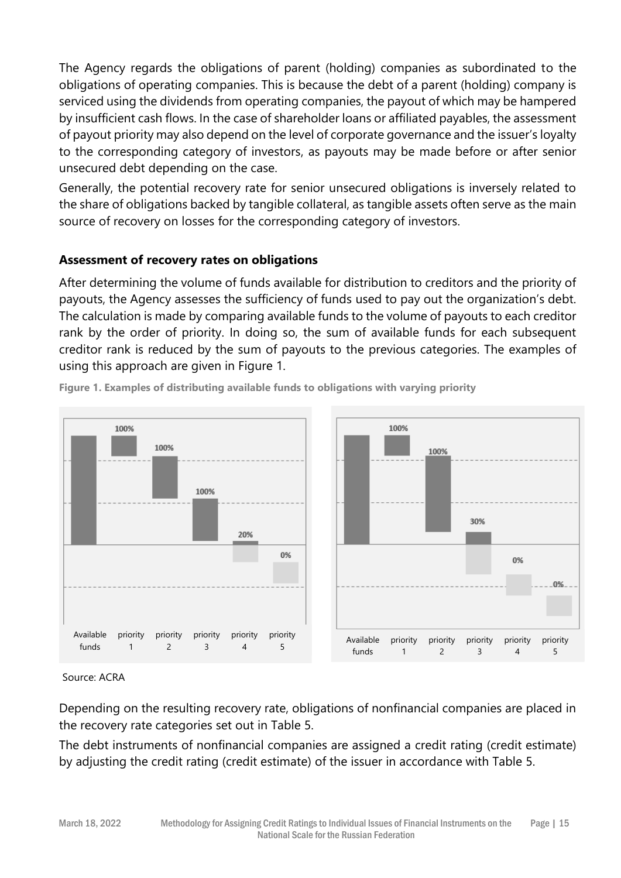The Agency regards the obligations of parent (holding) companies as subordinated to the obligations of operating companies. This is because the debt of a parent (holding) company is serviced using the dividends from operating companies, the payout of which may be hampered by insufficient cash flows. In the case of shareholder loans or affiliated payables, the assessment of payout priority may also depend on the level of corporate governance and the issuer's loyalty to the corresponding category of investors, as payouts may be made before or after senior unsecured debt depending on the case.

Generally, the potential recovery rate for senior unsecured obligations is inversely related to the share of obligations backed by tangible collateral, as tangible assets often serve as the main source of recovery on losses for the corresponding category of investors.

### Assessment of recovery rates on obligations

After determining the volume of funds available for distribution to creditors and the priority of payouts, the Agency assesses the sufficiency of funds used to pay out the organization's debt. The calculation is made by comparing available funds to the volume of payouts to each creditor rank by the order of priority. In doing so, the sum of available funds for each subsequent creditor rank is reduced by the sum of payouts to the previous categories. The examples of using this approach are given in Figure 1.

**Figure 1. Examples of distributing available funds to obligations with varying priority**

| | Available funds | priority 1 | priority 2 | priority 3 | priority 4 | priority 5 |
|---|---|---|---|---|---|---|
| Example 1 | | 100% | 100% | 100% | 20% | 0% |
| Example 2 | | 100% | 100% | 30% | 0% | 0% |

Source: ACRA

Depending on the resulting recovery rate, obligations of nonfinancial companies are placed in the recovery rate categories set out in Table 5.

The debt instruments of nonfinancial companies are assigned a credit rating (credit estimate) by adjusting the credit rating (credit estimate) of the issuer in accordance with Table 5.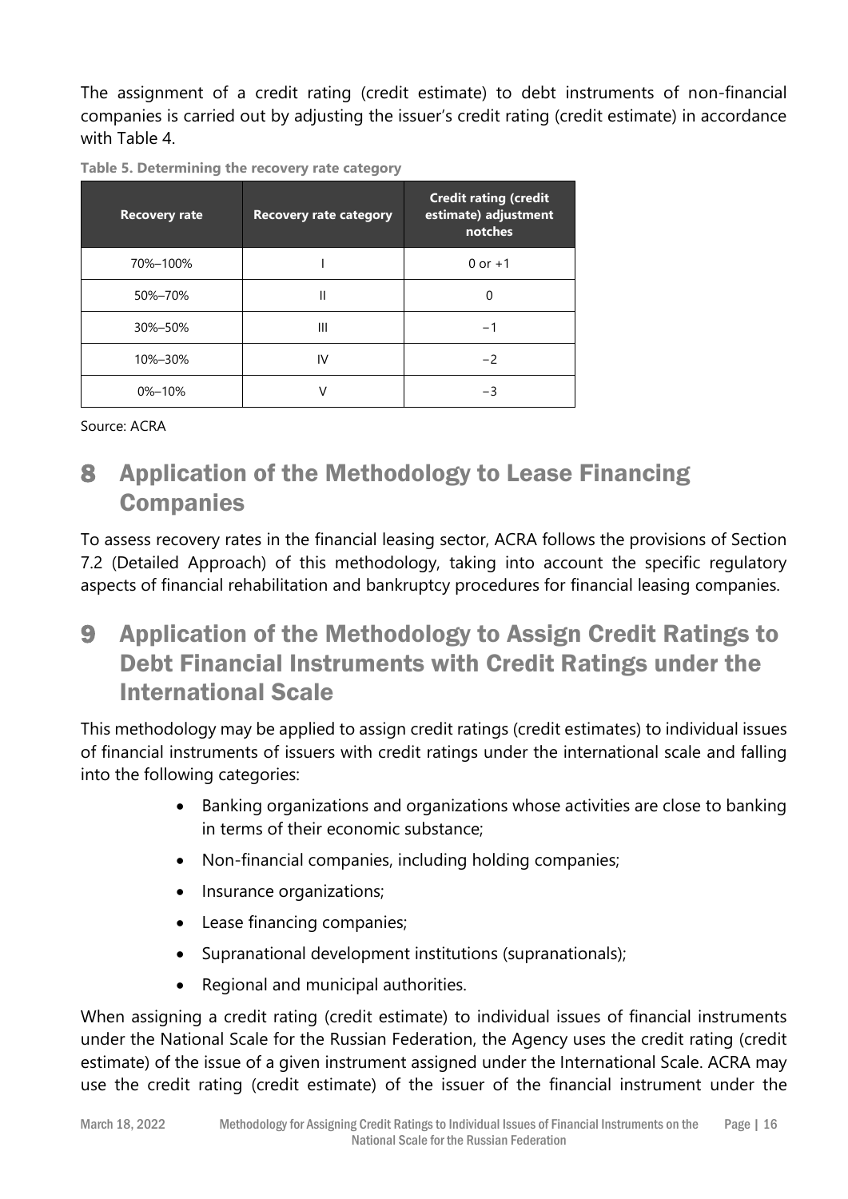The assignment of a credit rating (credit estimate) to debt instruments of non-financial companies is carried out by adjusting the issuer's credit rating (credit estimate) in accordance with Table 4.

**Table 5. Determining the recovery rate category**

| Recovery rate | Recovery rate category | Credit rating (credit estimate) adjustment notches |
|---|---|---|
| 70%–100% | I | 0 or +1 |
| 50%–70% | II | 0 |
| 30%–50% | III | −1 |
| 10%–30% | IV | −2 |
| 0%–10% | V | −3 |

Source: ACRA

# 8 Application of the Methodology to Lease Financing Companies

To assess recovery rates in the financial leasing sector, ACRA follows the provisions of Section 7.2 (Detailed Approach) of this methodology, taking into account the specific regulatory aspects of financial rehabilitation and bankruptcy procedures for financial leasing companies.

# 9 Application of the Methodology to Assign Credit Ratings to Debt Financial Instruments with Credit Ratings under the International Scale

This methodology may be applied to assign credit ratings (credit estimates) to individual issues of financial instruments of issuers with credit ratings under the international scale and falling into the following categories:

- Banking organizations and organizations whose activities are close to banking in terms of their economic substance;
- Non-financial companies, including holding companies;
- Insurance organizations;
- Lease financing companies;
- Supranational development institutions (supranationals);
- Regional and municipal authorities.

When assigning a credit rating (credit estimate) to individual issues of financial instruments under the National Scale for the Russian Federation, the Agency uses the credit rating (credit estimate) of the issue of a given instrument assigned under the International Scale. ACRA may use the credit rating (credit estimate) of the issuer of the financial instrument under the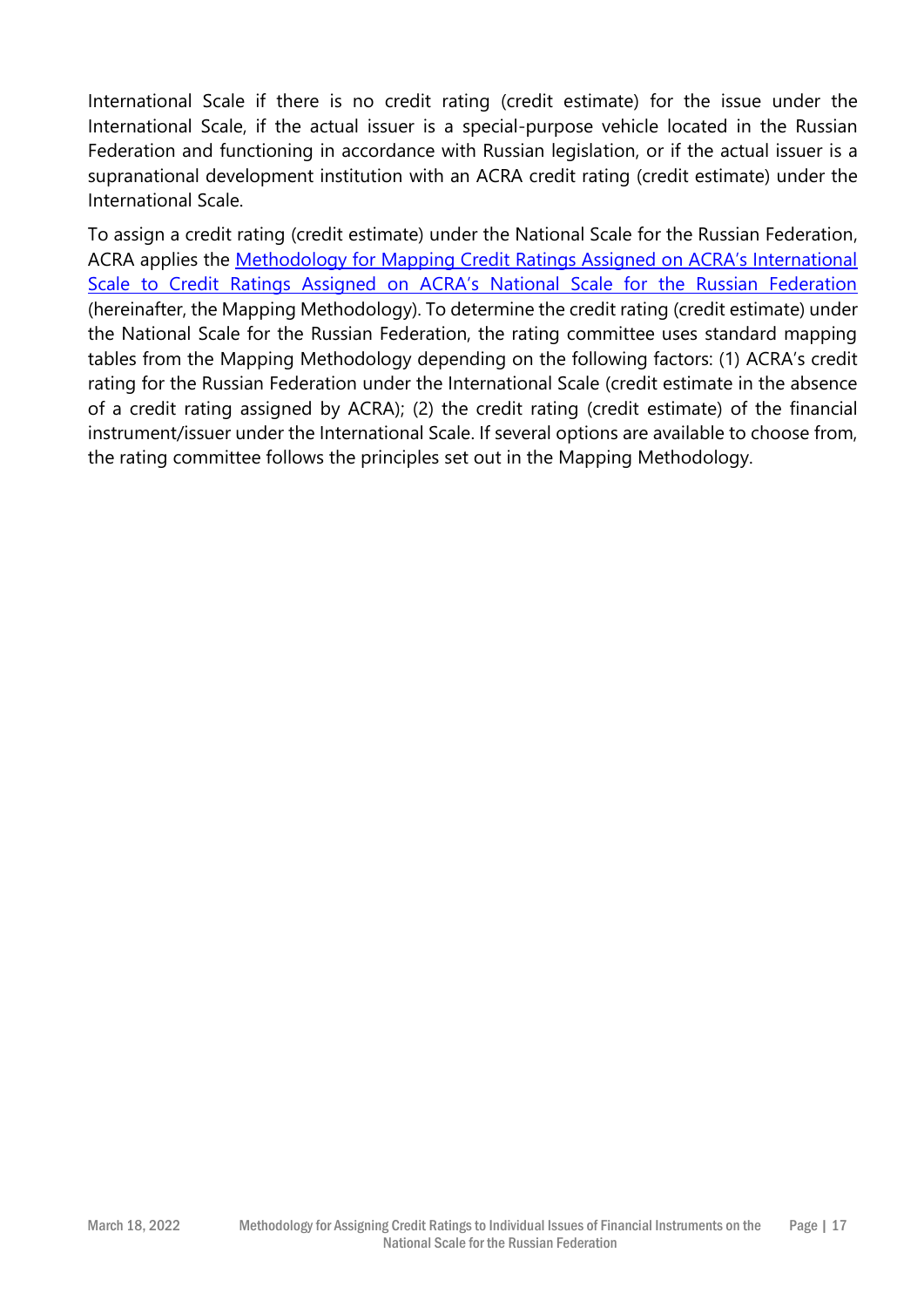International Scale if there is no credit rating (credit estimate) for the issue under the International Scale, if the actual issuer is a special-purpose vehicle located in the Russian Federation and functioning in accordance with Russian legislation, or if the actual issuer is a supranational development institution with an ACRA credit rating (credit estimate) under the International Scale.

To assign a credit rating (credit estimate) under the National Scale for the Russian Federation, ACRA applies the Methodology for Mapping Credit Ratings Assigned on ACRA's International Scale to Credit Ratings Assigned on ACRA's National Scale for the Russian Federation (hereinafter, the Mapping Methodology). To determine the credit rating (credit estimate) under the National Scale for the Russian Federation, the rating committee uses standard mapping tables from the Mapping Methodology depending on the following factors: (1) ACRA's credit rating for the Russian Federation under the International Scale (credit estimate in the absence of a credit rating assigned by ACRA); (2) the credit rating (credit estimate) of the financial instrument/issuer under the International Scale. If several options are available to choose from, the rating committee follows the principles set out in the Mapping Methodology.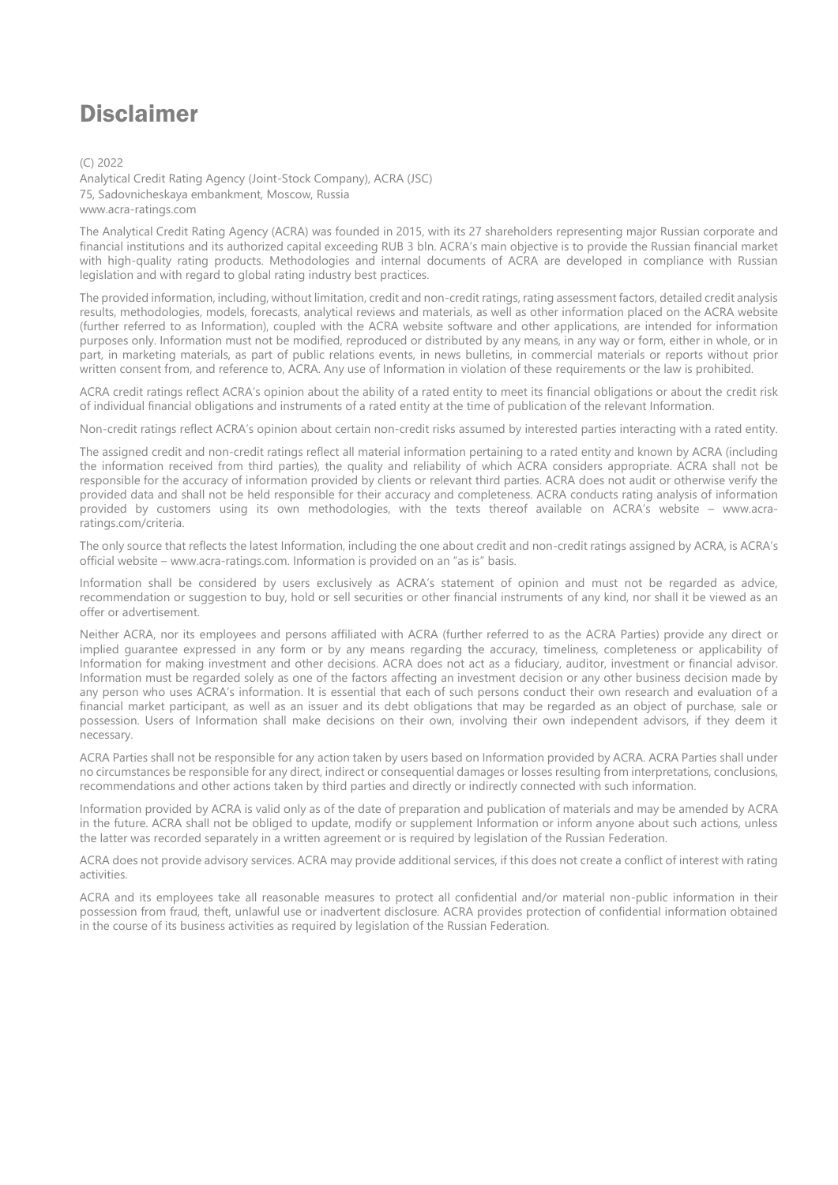# Disclaimer

(C) 2022
Analytical Credit Rating Agency (Joint-Stock Company), ACRA (JSC)
75, Sadovnicheskaya embankment, Moscow, Russia
www.acra-ratings.com

The Analytical Credit Rating Agency (ACRA) was founded in 2015, with its 27 shareholders representing major Russian corporate and financial institutions and its authorized capital exceeding RUB 3 bln. ACRA's main objective is to provide the Russian financial market with high-quality rating products. Methodologies and internal documents of ACRA are developed in compliance with Russian legislation and with regard to global rating industry best practices.

The provided information, including, without limitation, credit and non-credit ratings, rating assessment factors, detailed credit analysis results, methodologies, models, forecasts, analytical reviews and materials, as well as other information placed on the ACRA website (further referred to as Information), coupled with the ACRA website software and other applications, are intended for information purposes only. Information must not be modified, reproduced or distributed by any means, in any way or form, either in whole, or in part, in marketing materials, as part of public relations events, in news bulletins, in commercial materials or reports without prior written consent from, and reference to, ACRA. Any use of Information in violation of these requirements or the law is prohibited.

ACRA credit ratings reflect ACRA's opinion about the ability of a rated entity to meet its financial obligations or about the credit risk of individual financial obligations and instruments of a rated entity at the time of publication of the relevant Information.

Non-credit ratings reflect ACRA's opinion about certain non-credit risks assumed by interested parties interacting with a rated entity.

The assigned credit and non-credit ratings reflect all material information pertaining to a rated entity and known by ACRA (including the information received from third parties), the quality and reliability of which ACRA considers appropriate. ACRA shall not be responsible for the accuracy of information provided by clients or relevant third parties. ACRA does not audit or otherwise verify the provided data and shall not be held responsible for their accuracy and completeness. ACRA conducts rating analysis of information provided by customers using its own methodologies, with the texts thereof available on ACRA's website – www.acra-ratings.com/criteria.

The only source that reflects the latest Information, including the one about credit and non-credit ratings assigned by ACRA, is ACRA's official website – www.acra-ratings.com. Information is provided on an "as is" basis.

Information shall be considered by users exclusively as ACRA's statement of opinion and must not be regarded as advice, recommendation or suggestion to buy, hold or sell securities or other financial instruments of any kind, nor shall it be viewed as an offer or advertisement.

Neither ACRA, nor its employees and persons affiliated with ACRA (further referred to as the ACRA Parties) provide any direct or implied guarantee expressed in any form or by any means regarding the accuracy, timeliness, completeness or applicability of Information for making investment and other decisions. ACRA does not act as a fiduciary, auditor, investment or financial advisor. Information must be regarded solely as one of the factors affecting an investment decision or any other business decision made by any person who uses ACRA's information. It is essential that each of such persons conduct their own research and evaluation of a financial market participant, as well as an issuer and its debt obligations that may be regarded as an object of purchase, sale or possession. Users of Information shall make decisions on their own, involving their own independent advisors, if they deem it necessary.

ACRA Parties shall not be responsible for any action taken by users based on Information provided by ACRA. ACRA Parties shall under no circumstances be responsible for any direct, indirect or consequential damages or losses resulting from interpretations, conclusions, recommendations and other actions taken by third parties and directly or indirectly connected with such information.

Information provided by ACRA is valid only as of the date of preparation and publication of materials and may be amended by ACRA in the future. ACRA shall not be obliged to update, modify or supplement Information or inform anyone about such actions, unless the latter was recorded separately in a written agreement or is required by legislation of the Russian Federation.

ACRA does not provide advisory services. ACRA may provide additional services, if this does not create a conflict of interest with rating activities.

ACRA and its employees take all reasonable measures to protect all confidential and/or material non-public information in their possession from fraud, theft, unlawful use or inadvertent disclosure. ACRA provides protection of confidential information obtained in the course of its business activities as required by legislation of the Russian Federation.